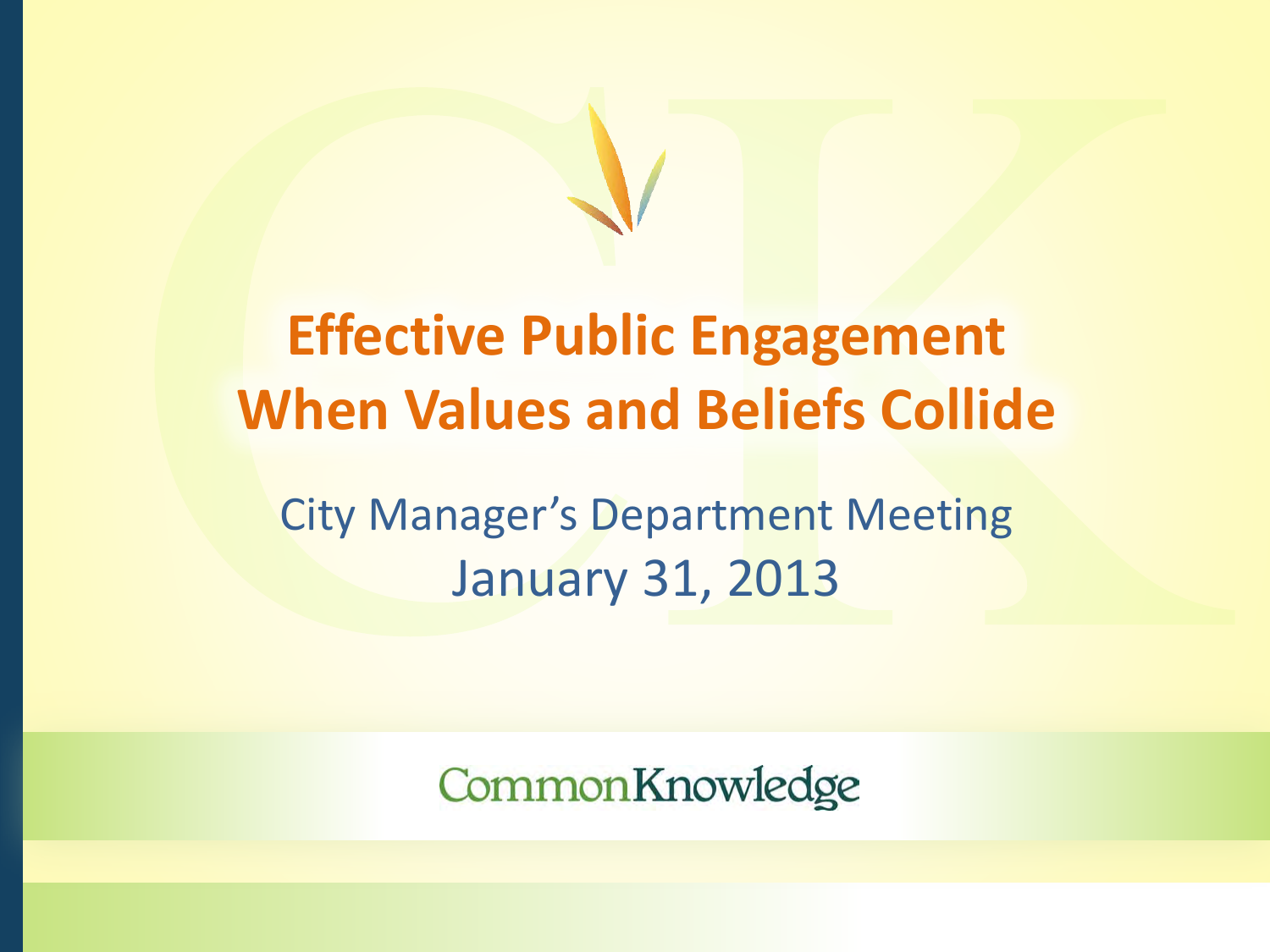# Effective Public Engagement When Values and Beliefs Collide

City Manager's Department Meeting

January 31, 2013

CommonKnowledge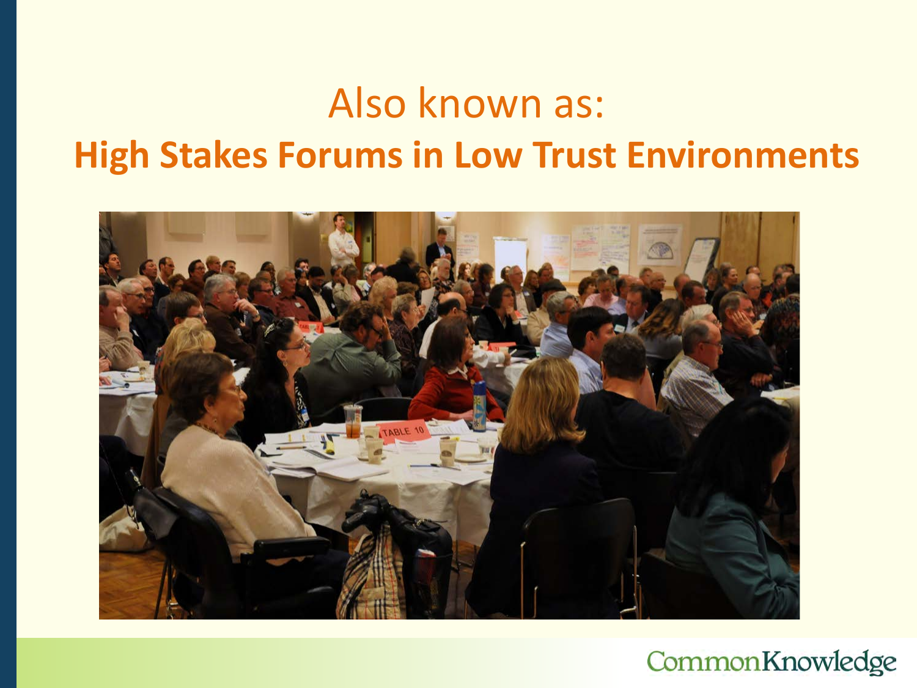# Also known as:

## **High Stakes Forums in Low Trust Environments**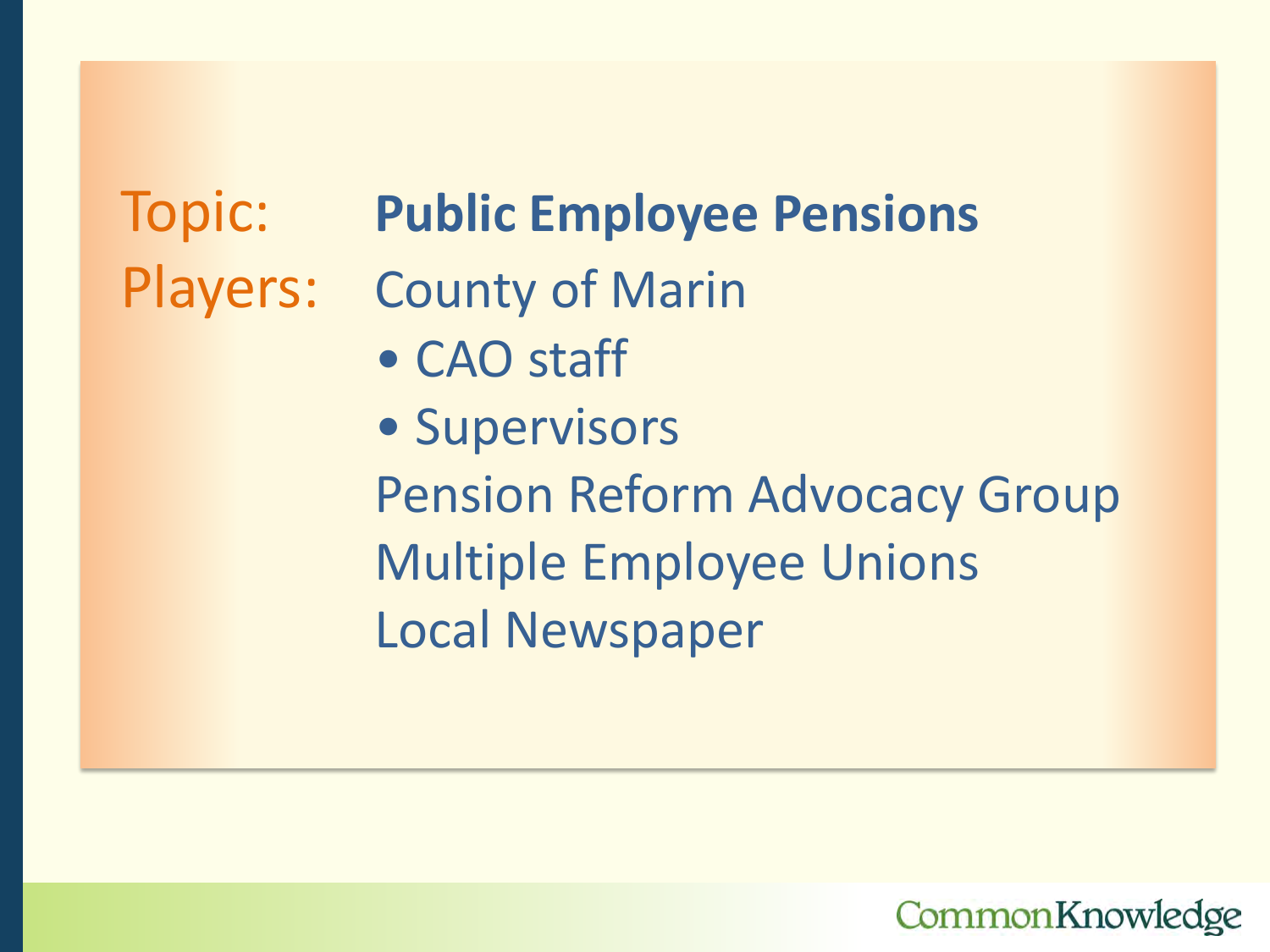Topic: **Public Employee Pensions**

Players: County of Marin

- CAO staff
- Supervisors

Pension Reform Advocacy Group

Multiple Employee Unions

Local Newspaper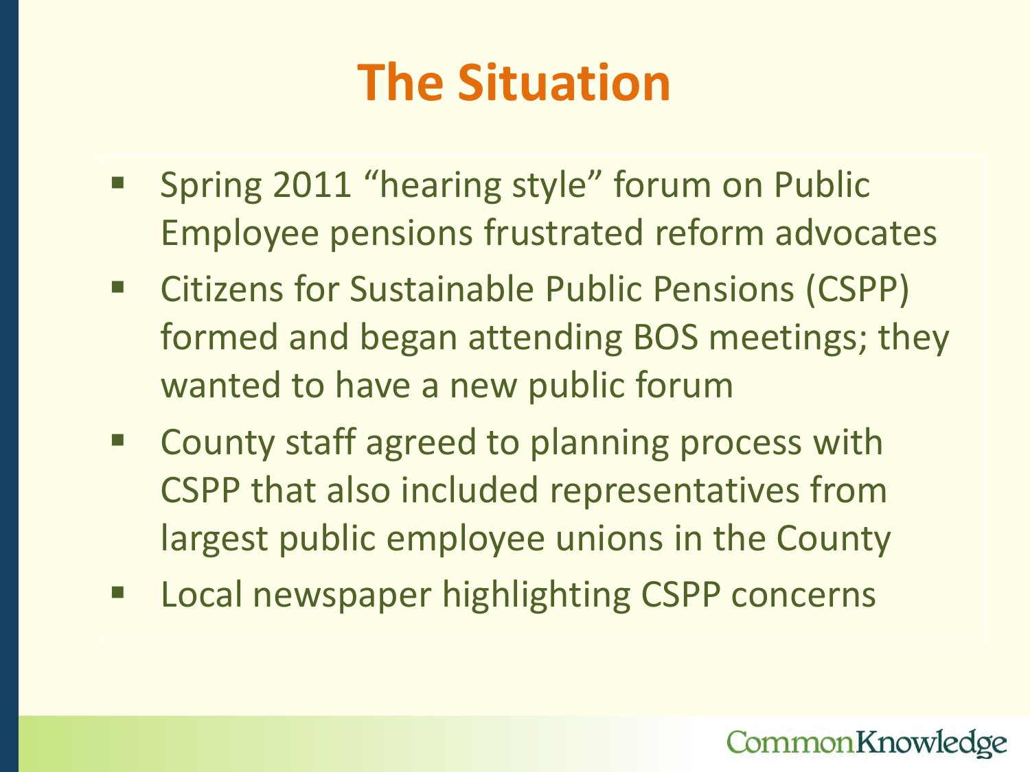# The Situation

- Spring 2011 "hearing style" forum on Public Employee pensions frustrated reform advocates
- Citizens for Sustainable Public Pensions (CSPP) formed and began attending BOS meetings; they wanted to have a new public forum
- County staff agreed to planning process with CSPP that also included representatives from largest public employee unions in the County
- Local newspaper highlighting CSPP concerns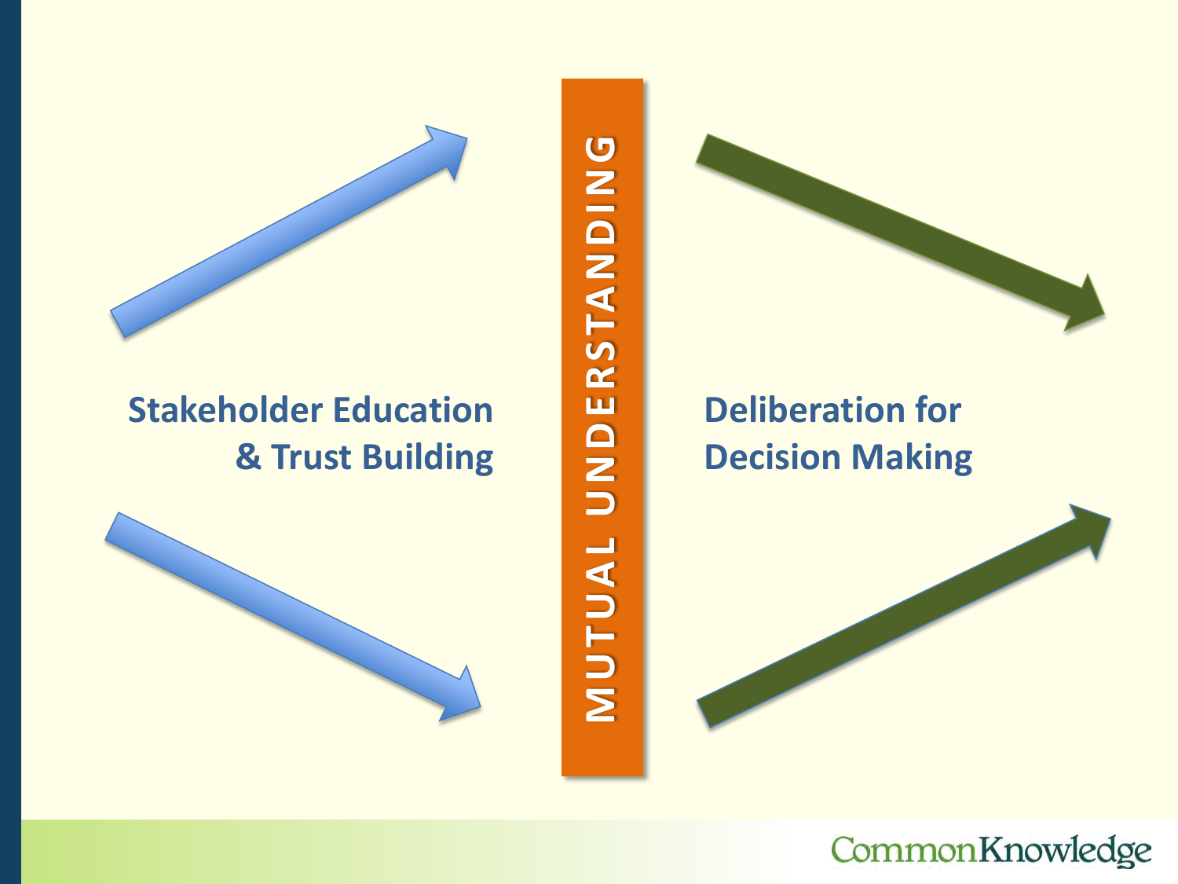Stakeholder Education & Trust Building

MUTUAL UNDERSTANDING

Deliberation for Decision Making

CommonKnowledge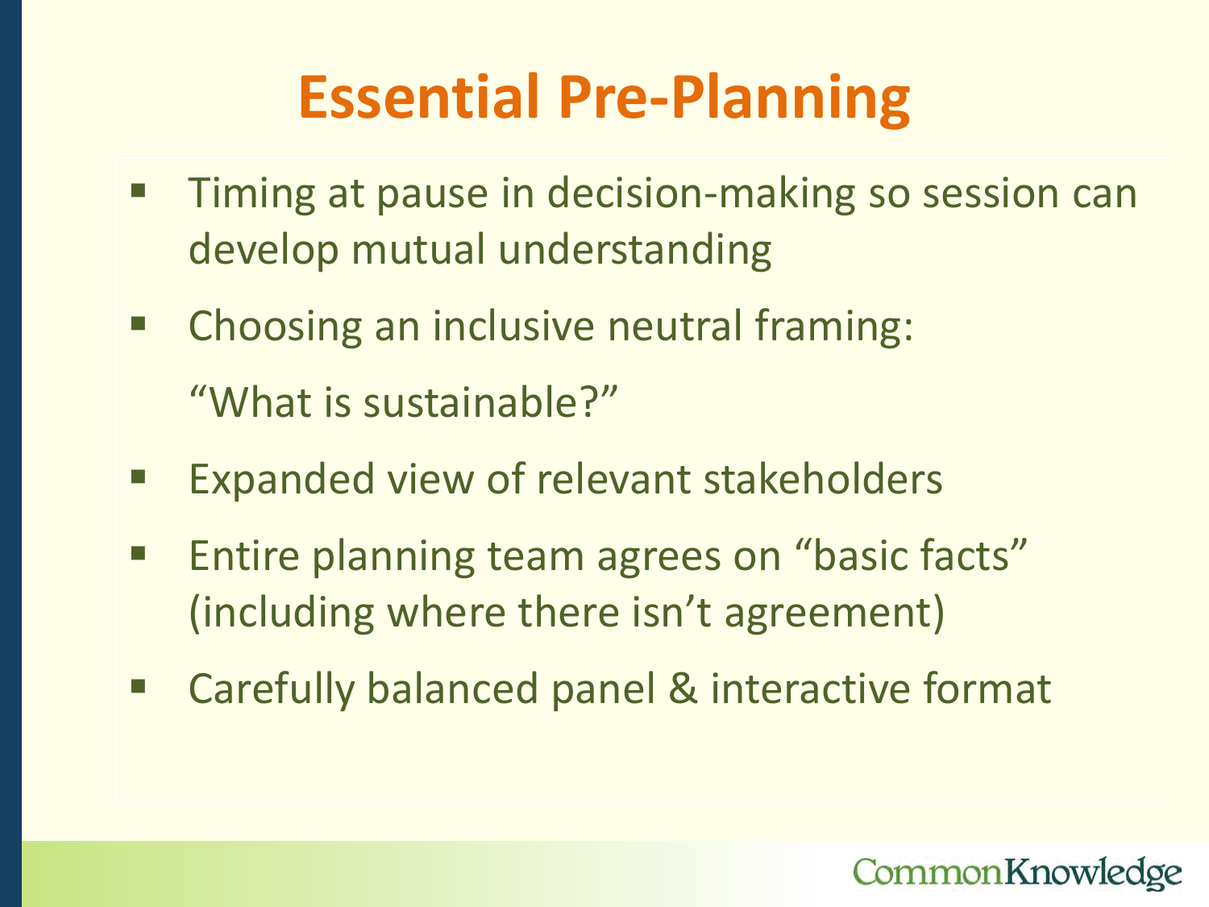# Essential Pre-Planning

- Timing at pause in decision-making so session can develop mutual understanding
- Choosing an inclusive neutral framing:

  "What is sustainable?"
- Expanded view of relevant stakeholders
- Entire planning team agrees on "basic facts" (including where there isn't agreement)
- Carefully balanced panel & interactive format

CommonKnowledge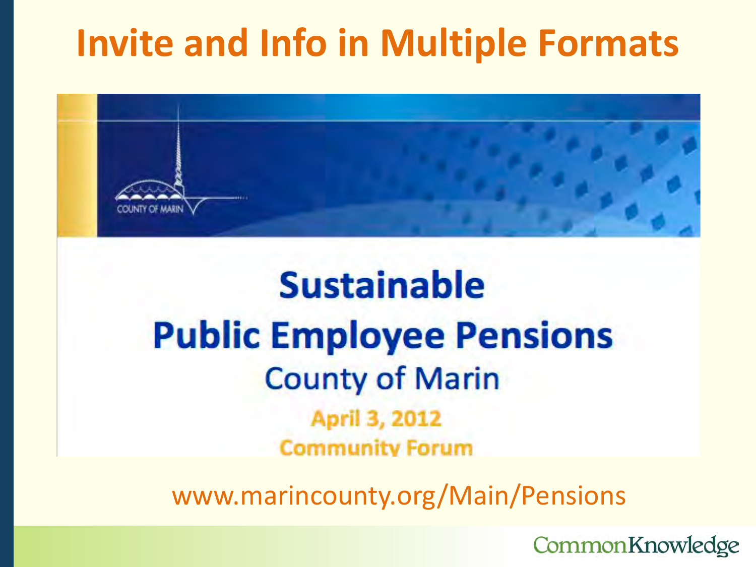# Invite and Info in Multiple Formats

COUNTY OF MARIN

**Sustainable**

**Public Employee Pensions**

County of Marin

**April 3, 2012**

**Community Forum**

www.marincounty.org/Main/Pensions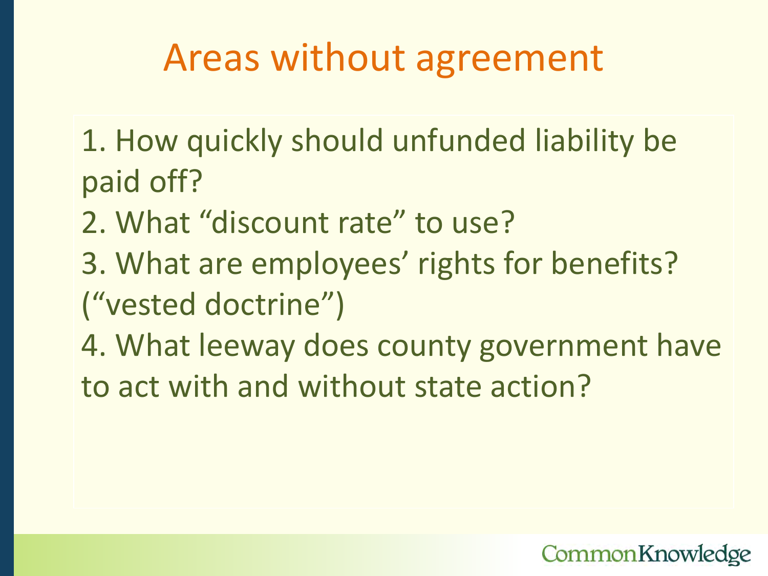# Areas without agreement

1. How quickly should unfunded liability be paid off?
2. What "discount rate" to use?
3. What are employees' rights for benefits? ("vested doctrine")
4. What leeway does county government have to act with and without state action?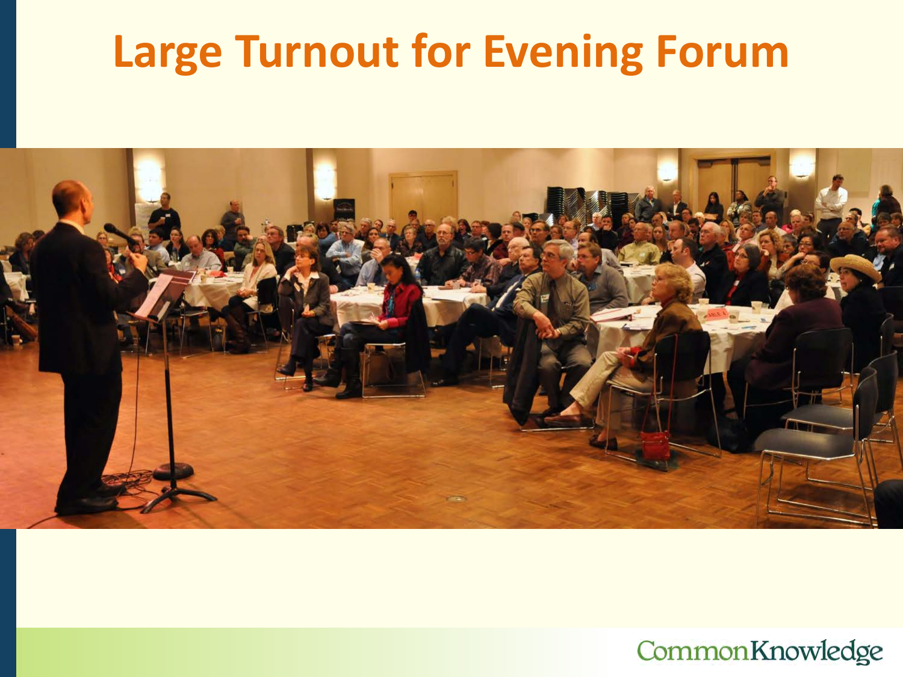# Large Turnout for Evening Forum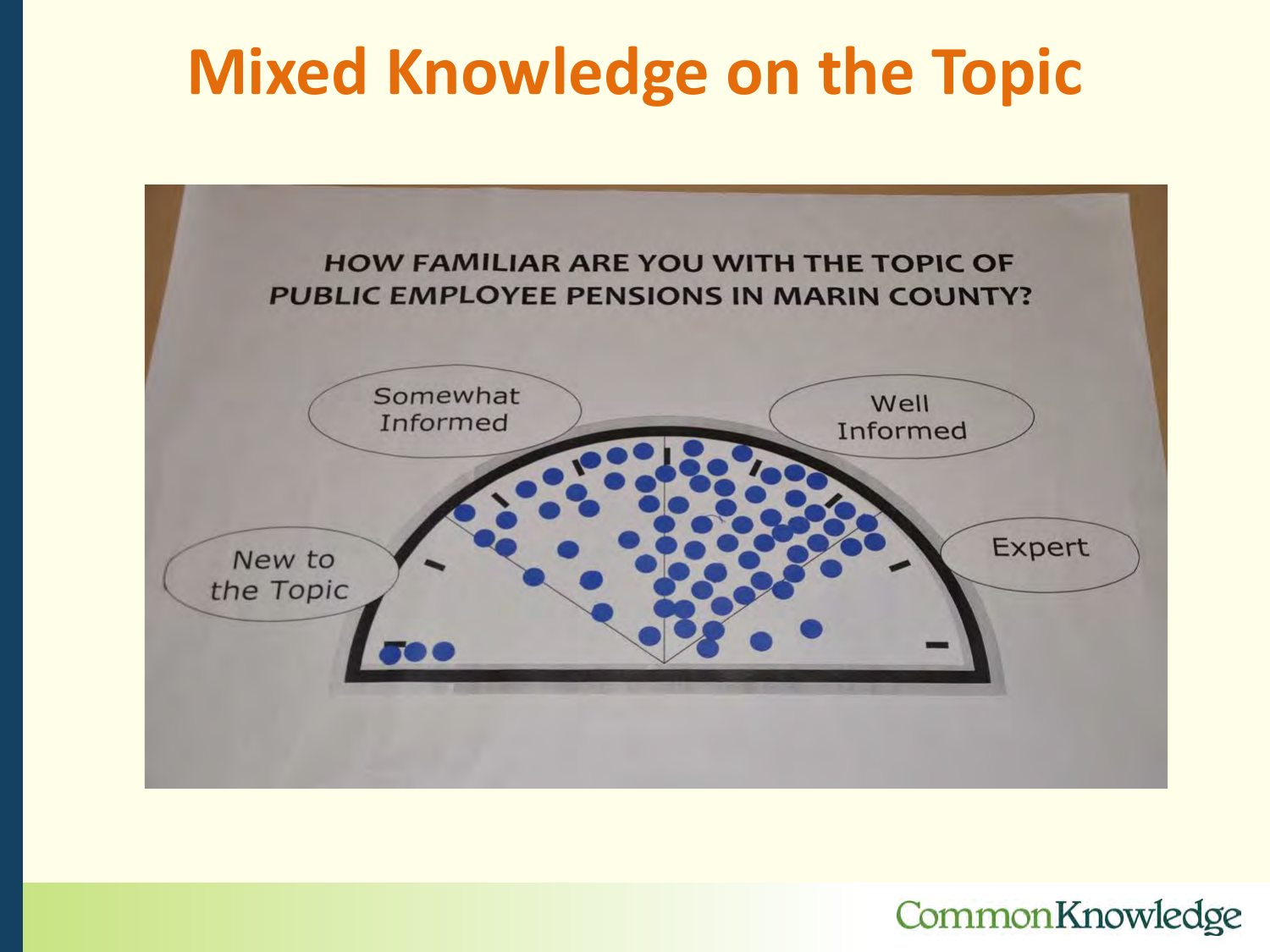# Mixed Knowledge on the Topic

HOW FAMILIAR ARE YOU WITH THE TOPIC OF PUBLIC EMPLOYEE PENSIONS IN MARIN COUNTY?

New to the Topic

Somewhat Informed

Well Informed

Expert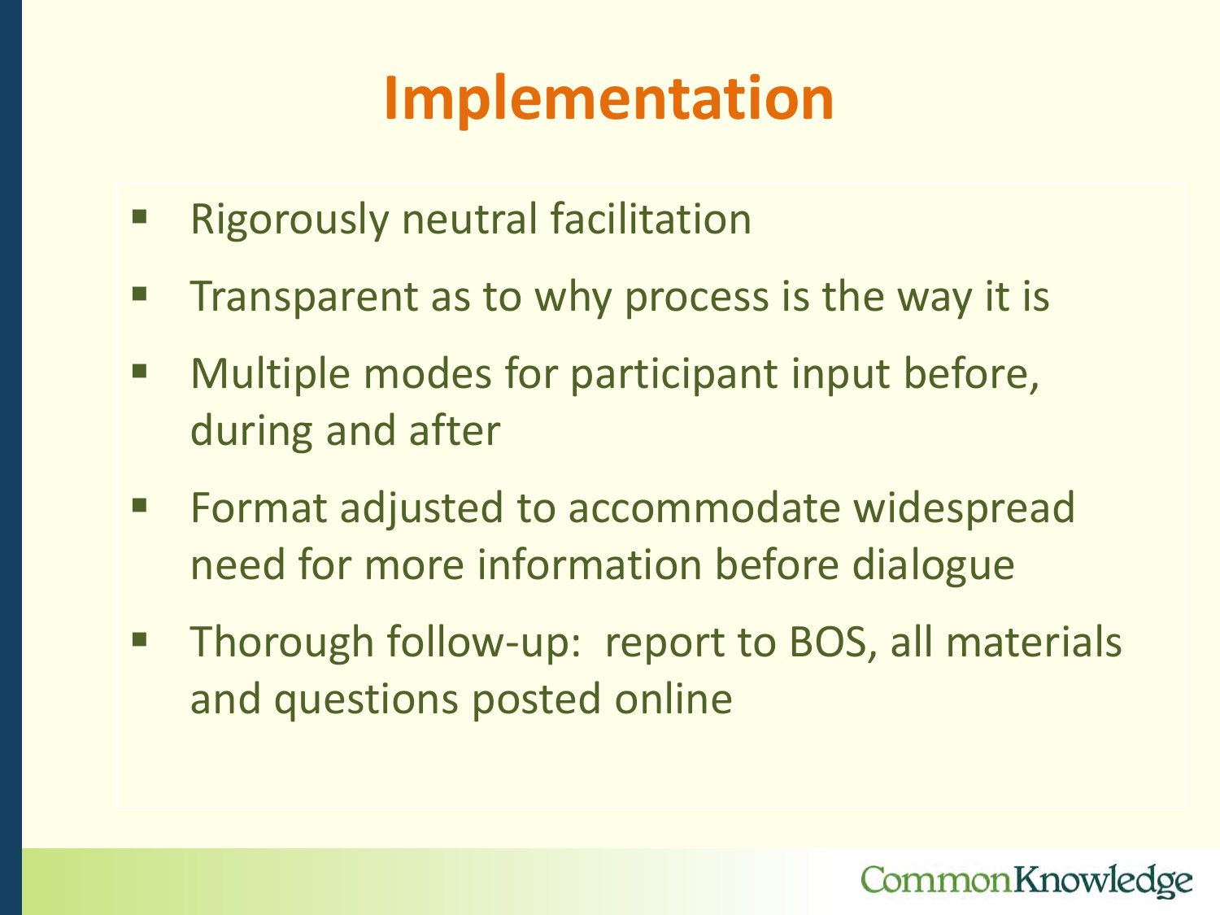# Implementation

- Rigorously neutral facilitation
- Transparent as to why process is the way it is
- Multiple modes for participant input before, during and after
- Format adjusted to accommodate widespread need for more information before dialogue
- Thorough follow-up:  report to BOS, all materials and questions posted online

CommonKnowledge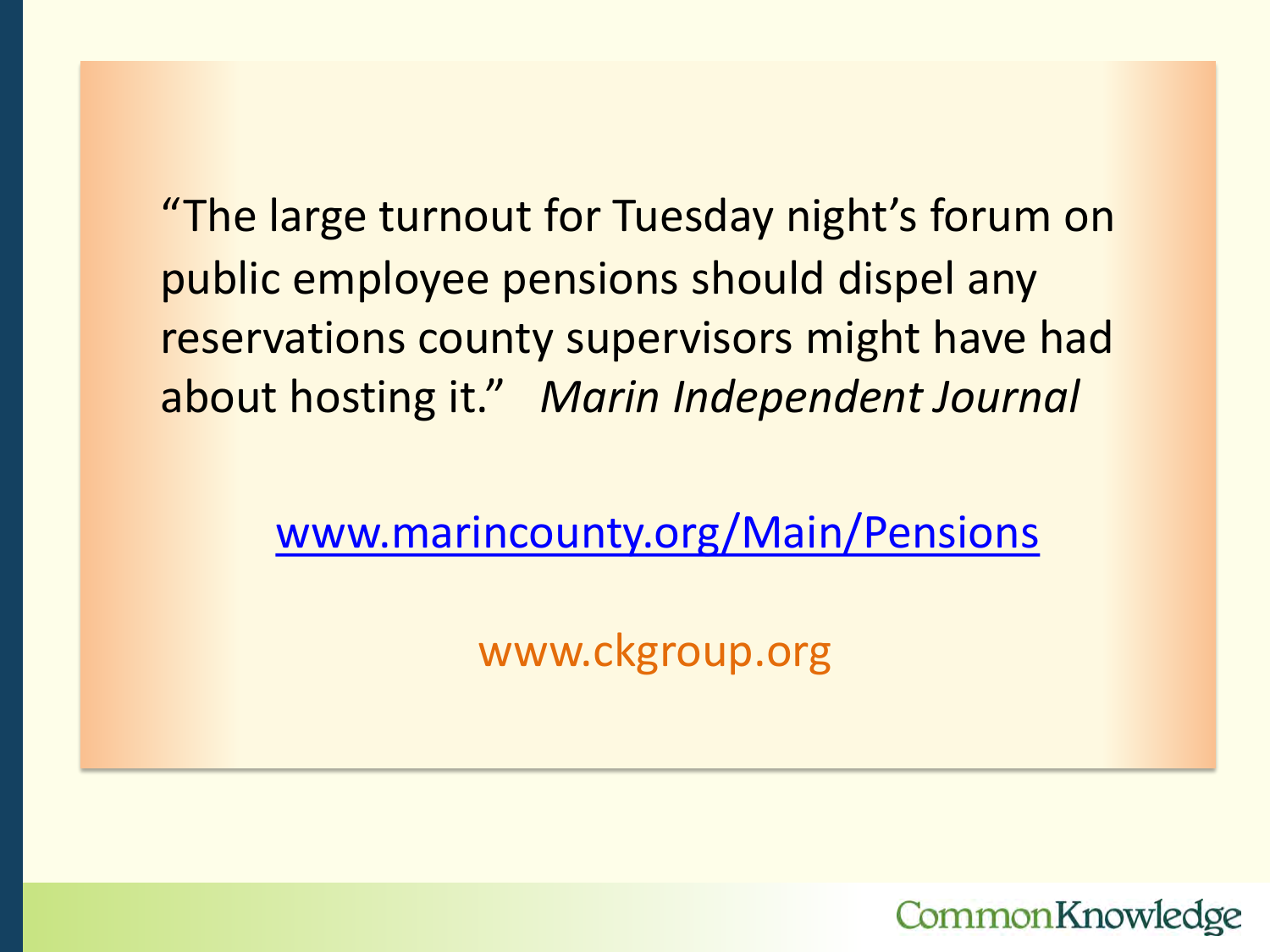"The large turnout for Tuesday night's forum on public employee pensions should dispel any reservations county supervisors might have had about hosting it." *Marin Independent Journal*

[www.marincounty.org/Main/Pensions](www.marincounty.org/Main/Pensions)

www.ckgroup.org

CommonKnowledge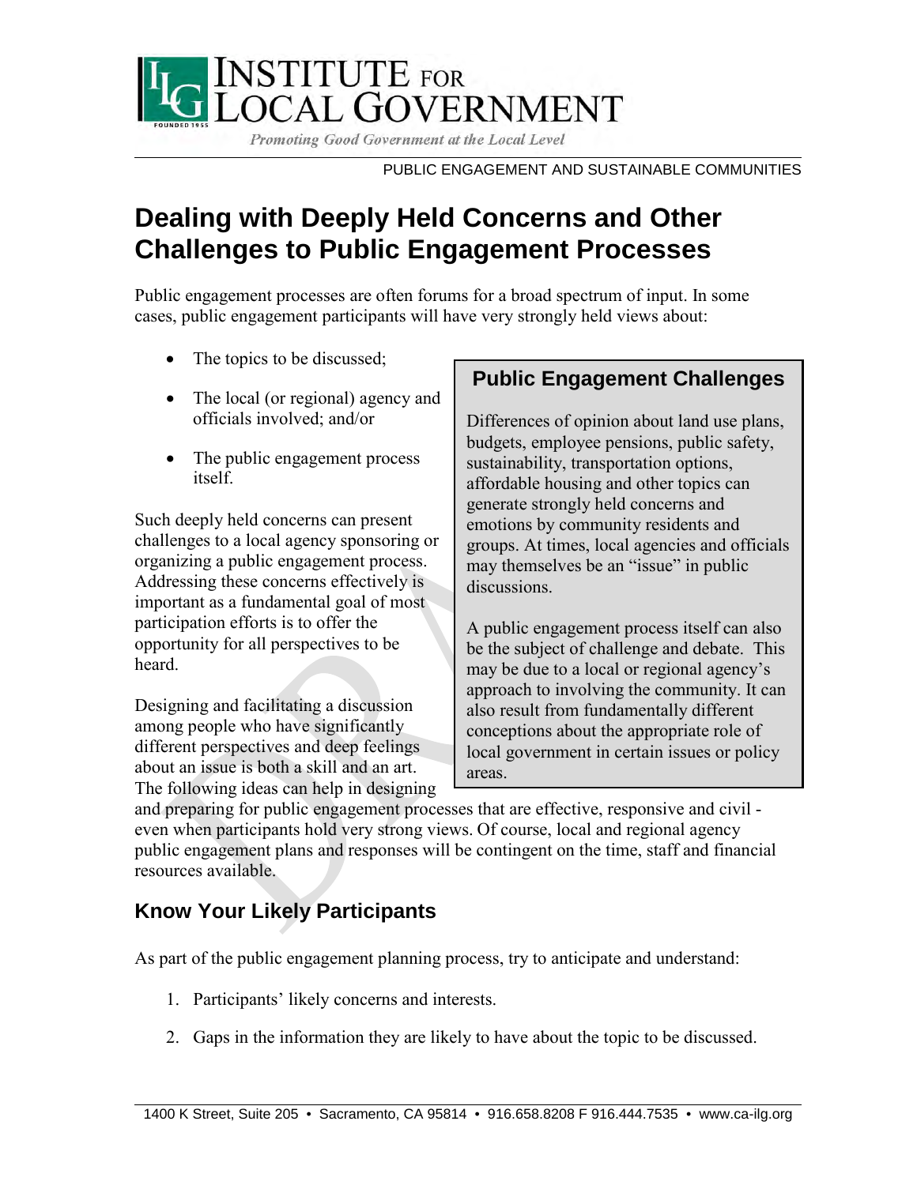PUBLIC ENGAGEMENT AND SUSTAINABLE COMMUNITIES

# Dealing with Deeply Held Concerns and Other Challenges to Public Engagement Processes

Public engagement processes are often forums for a broad spectrum of input. In some cases, public engagement participants will have very strongly held views about:

- The topics to be discussed;
- The local (or regional) agency and officials involved; and/or
- The public engagement process itself.

Such deeply held concerns can present challenges to a local agency sponsoring or organizing a public engagement process. Addressing these concerns effectively is important as a fundamental goal of most participation efforts is to offer the opportunity for all perspectives to be heard.

Designing and facilitating a discussion among people who have significantly different perspectives and deep feelings about an issue is both a skill and an art. The following ideas can help in designing and preparing for public engagement processes that are effective, responsive and civil - even when participants hold very strong views. Of course, local and regional agency public engagement plans and responses will be contingent on the time, staff and financial resources available.

> **Public Engagement Challenges**
>
> Differences of opinion about land use plans, budgets, employee pensions, public safety, sustainability, transportation options, affordable housing and other topics can generate strongly held concerns and emotions by community residents and groups. At times, local agencies and officials may themselves be an "issue" in public discussions.
>
> A public engagement process itself can also be the subject of challenge and debate. This may be due to a local or regional agency's approach to involving the community. It can also result from fundamentally different conceptions about the appropriate role of local government in certain issues or policy areas.

## Know Your Likely Participants

As part of the public engagement planning process, try to anticipate and understand:

1. Participants' likely concerns and interests.
2. Gaps in the information they are likely to have about the topic to be discussed.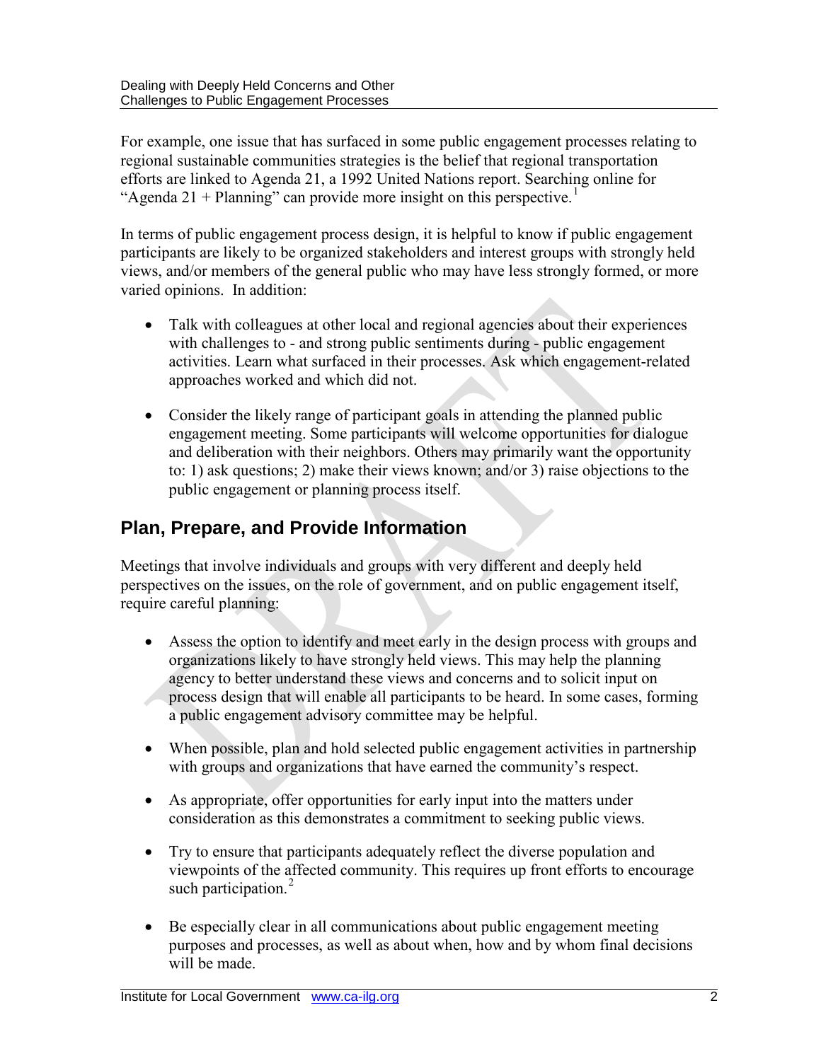For example, one issue that has surfaced in some public engagement processes relating to regional sustainable communities strategies is the belief that regional transportation efforts are linked to Agenda 21, a 1992 United Nations report. Searching online for "Agenda 21 + Planning" can provide more insight on this perspective.[1]

In terms of public engagement process design, it is helpful to know if public engagement participants are likely to be organized stakeholders and interest groups with strongly held views, and/or members of the general public who may have less strongly formed, or more varied opinions. In addition:

- Talk with colleagues at other local and regional agencies about their experiences with challenges to - and strong public sentiments during - public engagement activities. Learn what surfaced in their processes. Ask which engagement-related approaches worked and which did not.

- Consider the likely range of participant goals in attending the planned public engagement meeting. Some participants will welcome opportunities for dialogue and deliberation with their neighbors. Others may primarily want the opportunity to: 1) ask questions; 2) make their views known; and/or 3) raise objections to the public engagement or planning process itself.

## Plan, Prepare, and Provide Information

Meetings that involve individuals and groups with very different and deeply held perspectives on the issues, on the role of government, and on public engagement itself, require careful planning:

- Assess the option to identify and meet early in the design process with groups and organizations likely to have strongly held views. This may help the planning agency to better understand these views and concerns and to solicit input on process design that will enable all participants to be heard. In some cases, forming a public engagement advisory committee may be helpful.

- When possible, plan and hold selected public engagement activities in partnership with groups and organizations that have earned the community's respect.

- As appropriate, offer opportunities for early input into the matters under consideration as this demonstrates a commitment to seeking public views.

- Try to ensure that participants adequately reflect the diverse population and viewpoints of the affected community. This requires up front efforts to encourage such participation.[2]

- Be especially clear in all communications about public engagement meeting purposes and processes, as well as about when, how and by whom final decisions will be made.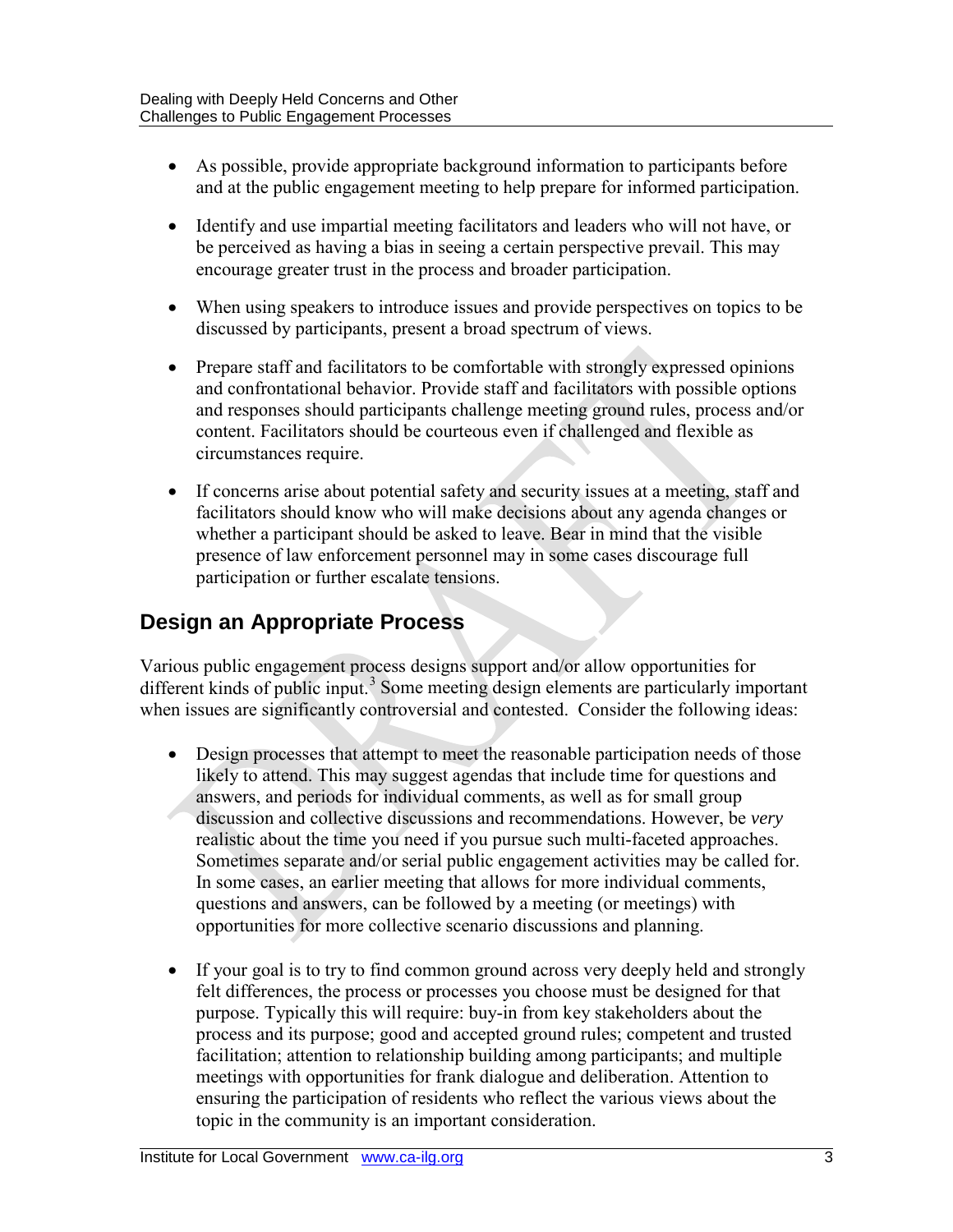- As possible, provide appropriate background information to participants before and at the public engagement meeting to help prepare for informed participation.

- Identify and use impartial meeting facilitators and leaders who will not have, or be perceived as having a bias in seeing a certain perspective prevail. This may encourage greater trust in the process and broader participation.

- When using speakers to introduce issues and provide perspectives on topics to be discussed by participants, present a broad spectrum of views.

- Prepare staff and facilitators to be comfortable with strongly expressed opinions and confrontational behavior. Provide staff and facilitators with possible options and responses should participants challenge meeting ground rules, process and/or content. Facilitators should be courteous even if challenged and flexible as circumstances require.

- If concerns arise about potential safety and security issues at a meeting, staff and facilitators should know who will make decisions about any agenda changes or whether a participant should be asked to leave. Bear in mind that the visible presence of law enforcement personnel may in some cases discourage full participation or further escalate tensions.

## Design an Appropriate Process

Various public engagement process designs support and/or allow opportunities for different kinds of public input.[3] Some meeting design elements are particularly important when issues are significantly controversial and contested. Consider the following ideas:

- Design processes that attempt to meet the reasonable participation needs of those likely to attend. This may suggest agendas that include time for questions and answers, and periods for individual comments, as well as for small group discussion and collective discussions and recommendations. However, be *very* realistic about the time you need if you pursue such multi-faceted approaches. Sometimes separate and/or serial public engagement activities may be called for. In some cases, an earlier meeting that allows for more individual comments, questions and answers, can be followed by a meeting (or meetings) with opportunities for more collective scenario discussions and planning.

- If your goal is to try to find common ground across very deeply held and strongly felt differences, the process or processes you choose must be designed for that purpose. Typically this will require: buy-in from key stakeholders about the process and its purpose; good and accepted ground rules; competent and trusted facilitation; attention to relationship building among participants; and multiple meetings with opportunities for frank dialogue and deliberation. Attention to ensuring the participation of residents who reflect the various views about the topic in the community is an important consideration.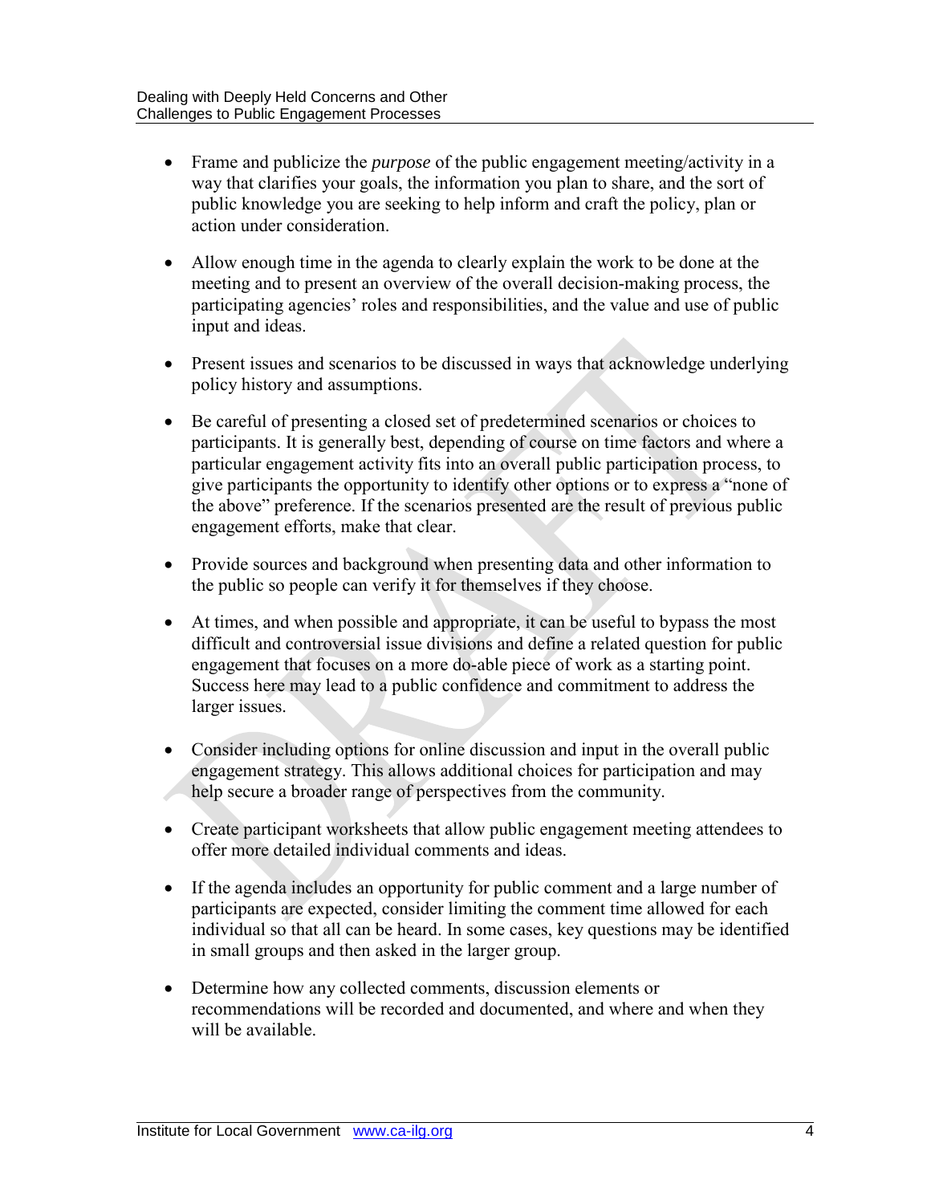- Frame and publicize the *purpose* of the public engagement meeting/activity in a way that clarifies your goals, the information you plan to share, and the sort of public knowledge you are seeking to help inform and craft the policy, plan or action under consideration.

- Allow enough time in the agenda to clearly explain the work to be done at the meeting and to present an overview of the overall decision-making process, the participating agencies' roles and responsibilities, and the value and use of public input and ideas.

- Present issues and scenarios to be discussed in ways that acknowledge underlying policy history and assumptions.

- Be careful of presenting a closed set of predetermined scenarios or choices to participants. It is generally best, depending of course on time factors and where a particular engagement activity fits into an overall public participation process, to give participants the opportunity to identify other options or to express a "none of the above" preference. If the scenarios presented are the result of previous public engagement efforts, make that clear.

- Provide sources and background when presenting data and other information to the public so people can verify it for themselves if they choose.

- At times, and when possible and appropriate, it can be useful to bypass the most difficult and controversial issue divisions and define a related question for public engagement that focuses on a more do-able piece of work as a starting point. Success here may lead to a public confidence and commitment to address the larger issues.

- Consider including options for online discussion and input in the overall public engagement strategy. This allows additional choices for participation and may help secure a broader range of perspectives from the community.

- Create participant worksheets that allow public engagement meeting attendees to offer more detailed individual comments and ideas.

- If the agenda includes an opportunity for public comment and a large number of participants are expected, consider limiting the comment time allowed for each individual so that all can be heard. In some cases, key questions may be identified in small groups and then asked in the larger group.

- Determine how any collected comments, discussion elements or recommendations will be recorded and documented, and where and when they will be available.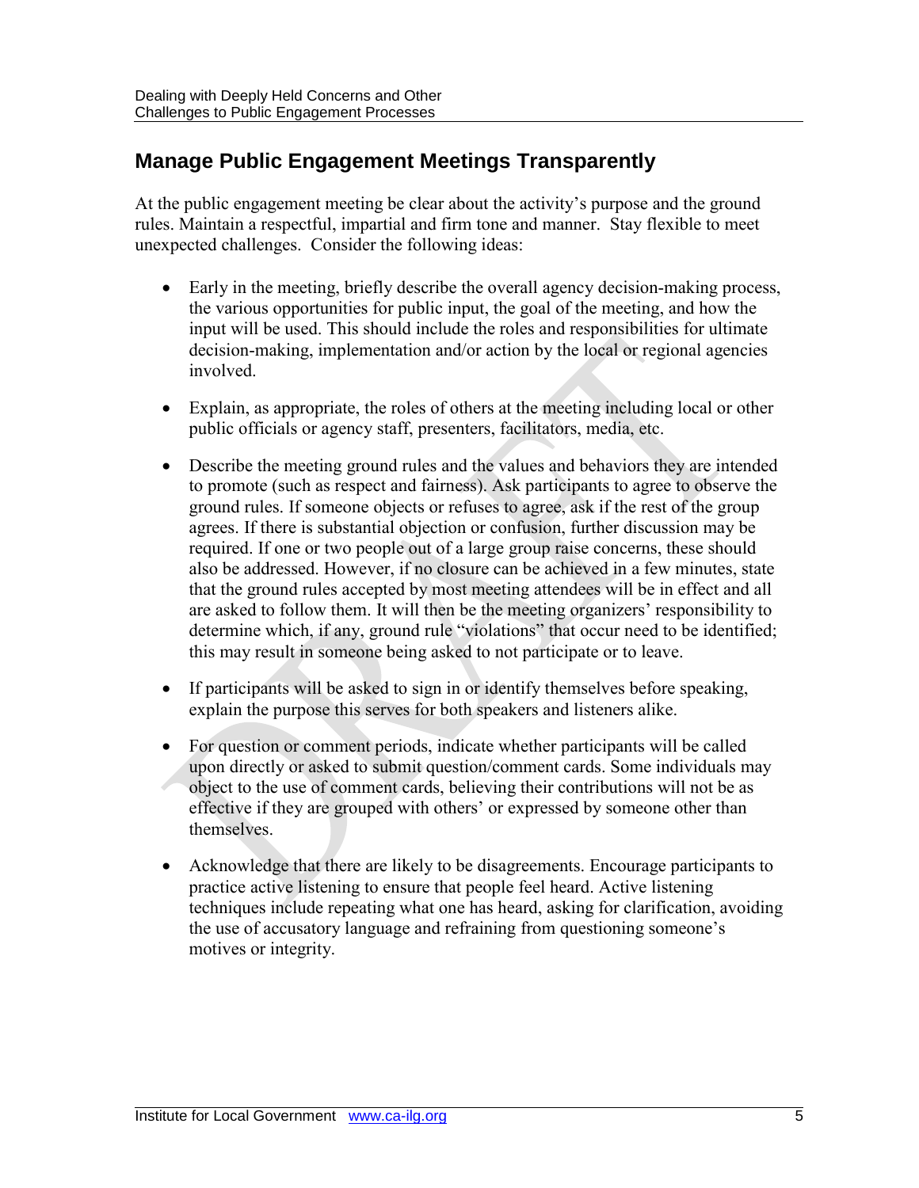## Manage Public Engagement Meetings Transparently

At the public engagement meeting be clear about the activity's purpose and the ground rules. Maintain a respectful, impartial and firm tone and manner. Stay flexible to meet unexpected challenges. Consider the following ideas:

- Early in the meeting, briefly describe the overall agency decision-making process, the various opportunities for public input, the goal of the meeting, and how the input will be used. This should include the roles and responsibilities for ultimate decision-making, implementation and/or action by the local or regional agencies involved.

- Explain, as appropriate, the roles of others at the meeting including local or other public officials or agency staff, presenters, facilitators, media, etc.

- Describe the meeting ground rules and the values and behaviors they are intended to promote (such as respect and fairness). Ask participants to agree to observe the ground rules. If someone objects or refuses to agree, ask if the rest of the group agrees. If there is substantial objection or confusion, further discussion may be required. If one or two people out of a large group raise concerns, these should also be addressed. However, if no closure can be achieved in a few minutes, state that the ground rules accepted by most meeting attendees will be in effect and all are asked to follow them. It will then be the meeting organizers' responsibility to determine which, if any, ground rule "violations" that occur need to be identified; this may result in someone being asked to not participate or to leave.

- If participants will be asked to sign in or identify themselves before speaking, explain the purpose this serves for both speakers and listeners alike.

- For question or comment periods, indicate whether participants will be called upon directly or asked to submit question/comment cards. Some individuals may object to the use of comment cards, believing their contributions will not be as effective if they are grouped with others' or expressed by someone other than themselves.

- Acknowledge that there are likely to be disagreements. Encourage participants to practice active listening to ensure that people feel heard. Active listening techniques include repeating what one has heard, asking for clarification, avoiding the use of accusatory language and refraining from questioning someone's motives or integrity.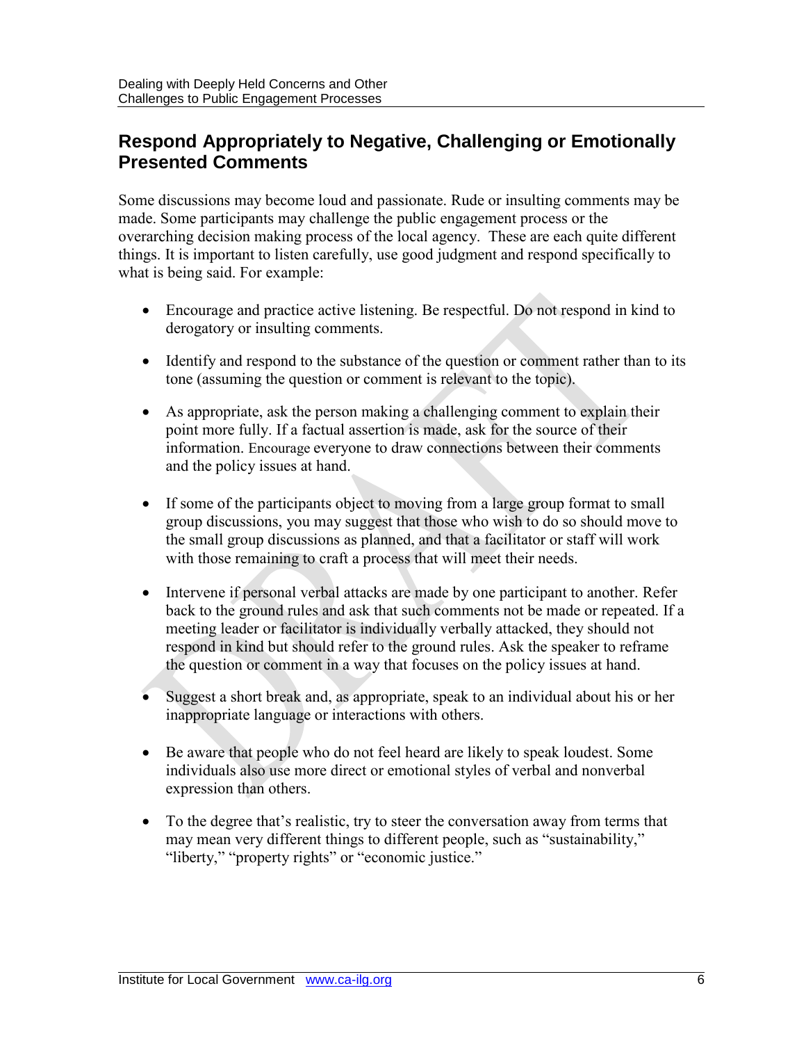## Respond Appropriately to Negative, Challenging or Emotionally Presented Comments

Some discussions may become loud and passionate. Rude or insulting comments may be made. Some participants may challenge the public engagement process or the overarching decision making process of the local agency. These are each quite different things. It is important to listen carefully, use good judgment and respond specifically to what is being said. For example:

- Encourage and practice active listening. Be respectful. Do not respond in kind to derogatory or insulting comments.
- Identify and respond to the substance of the question or comment rather than to its tone (assuming the question or comment is relevant to the topic).
- As appropriate, ask the person making a challenging comment to explain their point more fully. If a factual assertion is made, ask for the source of their information. Encourage everyone to draw connections between their comments and the policy issues at hand.
- If some of the participants object to moving from a large group format to small group discussions, you may suggest that those who wish to do so should move to the small group discussions as planned, and that a facilitator or staff will work with those remaining to craft a process that will meet their needs.
- Intervene if personal verbal attacks are made by one participant to another. Refer back to the ground rules and ask that such comments not be made or repeated. If a meeting leader or facilitator is individually verbally attacked, they should not respond in kind but should refer to the ground rules. Ask the speaker to reframe the question or comment in a way that focuses on the policy issues at hand.
- Suggest a short break and, as appropriate, speak to an individual about his or her inappropriate language or interactions with others.
- Be aware that people who do not feel heard are likely to speak loudest. Some individuals also use more direct or emotional styles of verbal and nonverbal expression than others.
- To the degree that's realistic, try to steer the conversation away from terms that may mean very different things to different people, such as "sustainability," "liberty," "property rights" or "economic justice."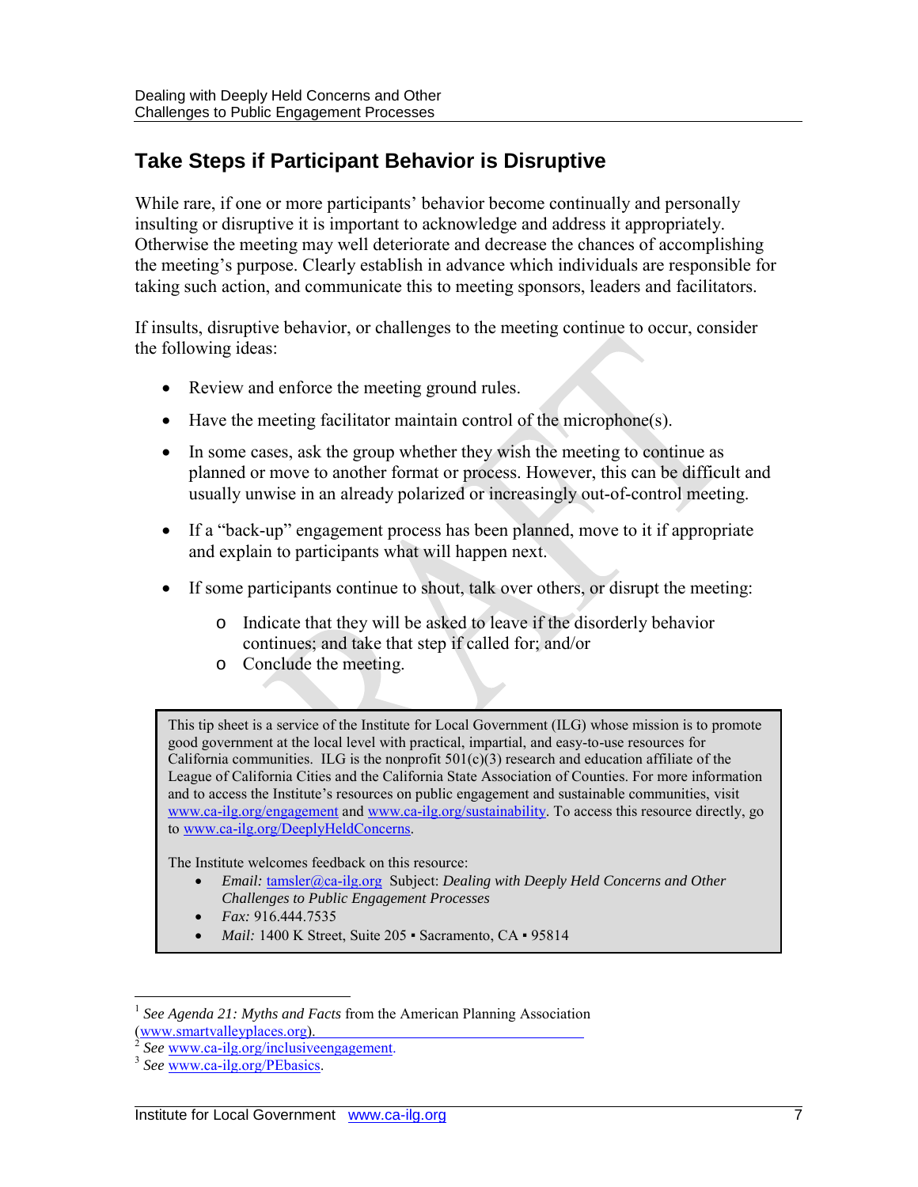## Take Steps if Participant Behavior is Disruptive

While rare, if one or more participants' behavior become continually and personally insulting or disruptive it is important to acknowledge and address it appropriately. Otherwise the meeting may well deteriorate and decrease the chances of accomplishing the meeting's purpose. Clearly establish in advance which individuals are responsible for taking such action, and communicate this to meeting sponsors, leaders and facilitators.

If insults, disruptive behavior, or challenges to the meeting continue to occur, consider the following ideas:

- Review and enforce the meeting ground rules.
- Have the meeting facilitator maintain control of the microphone(s).
- In some cases, ask the group whether they wish the meeting to continue as planned or move to another format or process. However, this can be difficult and usually unwise in an already polarized or increasingly out-of-control meeting.
- If a "back-up" engagement process has been planned, move to it if appropriate and explain to participants what will happen next.
- If some participants continue to shout, talk over others, or disrupt the meeting:
  - Indicate that they will be asked to leave if the disorderly behavior continues; and take that step if called for; and/or
  - Conclude the meeting.

> This tip sheet is a service of the Institute for Local Government (ILG) whose mission is to promote good government at the local level with practical, impartial, and easy-to-use resources for California communities. ILG is the nonprofit 501(c)(3) research and education affiliate of the League of California Cities and the California State Association of Counties. For more information and to access the Institute's resources on public engagement and sustainable communities, visit www.ca-ilg.org/engagement and www.ca-ilg.org/sustainability. To access this resource directly, go to www.ca-ilg.org/DeeplyHeldConcerns.
>
> The Institute welcomes feedback on this resource:
>
> - *Email:* tamsler@ca-ilg.org Subject: *Dealing with Deeply Held Concerns and Other Challenges to Public Engagement Processes*
> - *Fax:* 916.444.7535
> - *Mail:* 1400 K Street, Suite 205 ▪ Sacramento, CA ▪ 95814

---

[1] *See Agenda 21: Myths and Facts* from the American Planning Association (www.smartvalleyplaces.org).

[2] *See* www.ca-ilg.org/inclusiveengagement.

[3] *See* www.ca-ilg.org/PEbasics.